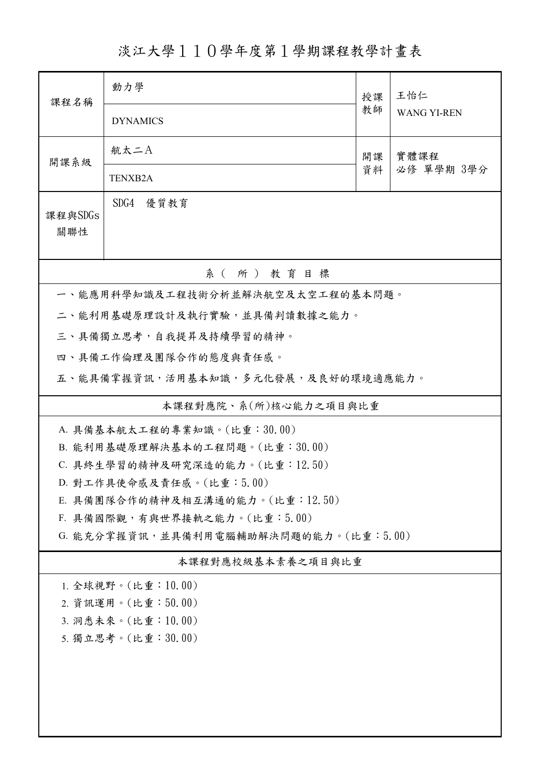# 淡江大學１１０學年度第１學期課程教學計畫表

| 課程名稱 | 動力學 | 授課教師 | 王怡仁 |
| --- | --- | --- | --- |
| | DYNAMICS | | WANG YI-REN |
| 開課系級 | 航太二A | 開課資料 | 實體課程<br>必修 單學期 3學分 |
| | TENXB2A | | |
| 課程與SDGs關聯性 | SDG4 優質教育 | | |

## 系（所）教育目標

一、能應用科學知識及工程技術分析並解決航空及太空工程的基本問題。

二、能利用基礎原理設計及執行實驗，並具備判讀數據之能力。

三、具備獨立思考，自我提昇及持續學習的精神。

四、具備工作倫理及團隊合作的態度與責任感。

五、能具備掌握資訊，活用基本知識，多元化發展，及良好的環境適應能力。

## 本課程對應院、系(所)核心能力之項目與比重

A. 具備基本航太工程的專業知識。(比重：30.00)

B. 能利用基礎原理解決基本的工程問題。(比重：30.00)

C. 具終生學習的精神及研究深造的能力。(比重：12.50)

D. 對工作具使命感及責任感。(比重：5.00)

E. 具備團隊合作的精神及相互溝通的能力。(比重：12.50)

F. 具備國際觀，有與世界接軌之能力。(比重：5.00)

G. 能充分掌握資訊，並具備利用電腦輔助解決問題的能力。(比重：5.00)

## 本課程對應校級基本素養之項目與比重

1. 全球視野。(比重：10.00)
2. 資訊運用。(比重：50.00)
3. 洞悉未來。(比重：10.00)
5. 獨立思考。(比重：30.00)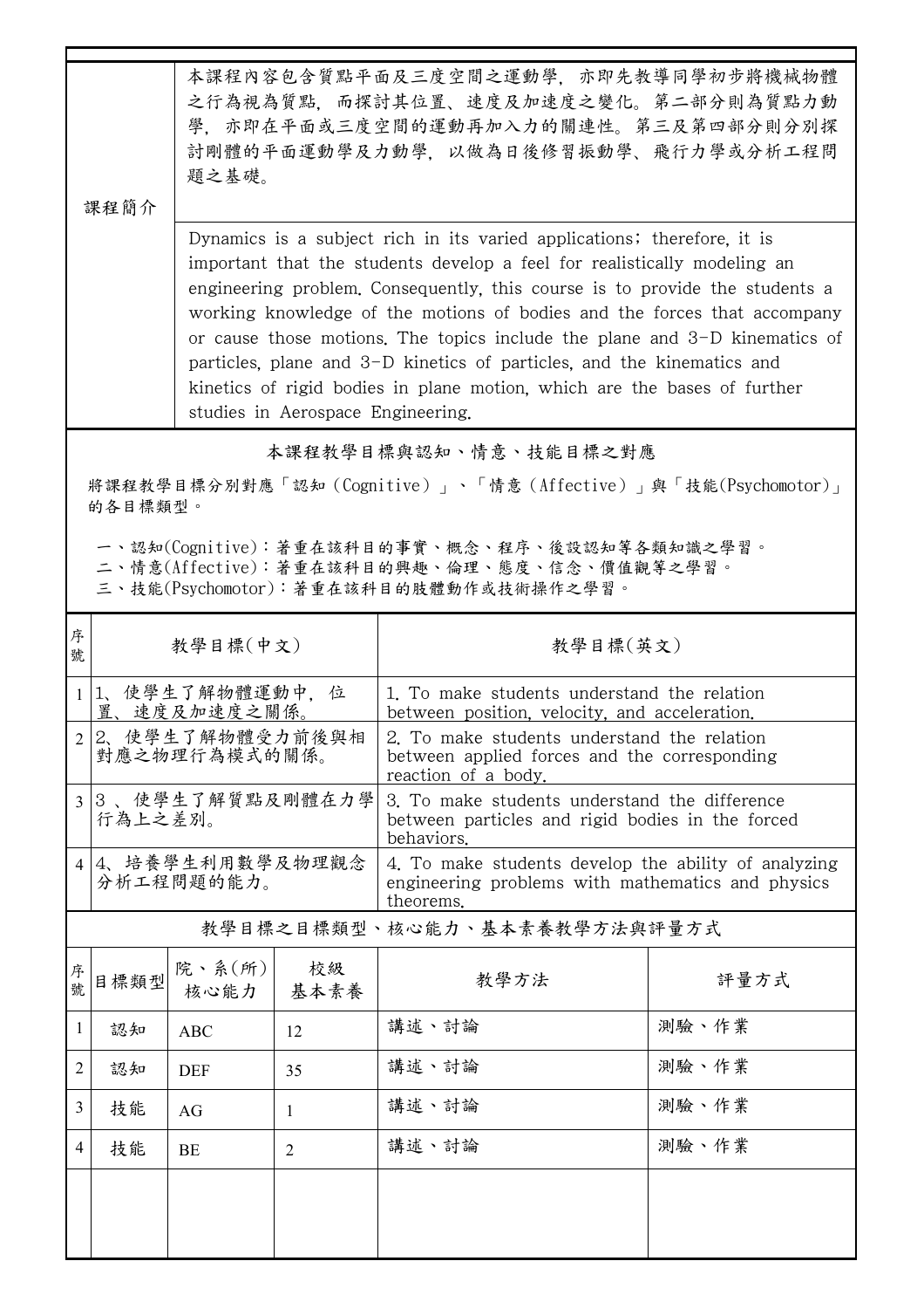| 課程簡介 | 本課程內容包含質點平面及三度空間之運動學，亦即先教導同學初步將機械物體之行為視為質點，而探討其位置、速度及加速度之變化。第二部分則為質點力動學，亦即在平面或三度空間的運動再加入力的關連性。第三及第四部分則分別探討剛體的平面運動學及力動學，以做為日後修習振動學、飛行力學或分析工程問題之基礎。 |
|---|---|
| | Dynamics is a subject rich in its varied applications; therefore, it is important that the students develop a feel for realistically modeling an engineering problem. Consequently, this course is to provide the students a working knowledge of the motions of bodies and the forces that accompany or cause those motions. The topics include the plane and 3-D kinematics of particles, plane and 3-D kinetics of particles, and the kinematics and kinetics of rigid bodies in plane motion, which are the bases of further studies in Aerospace Engineering. |

## 本課程教學目標與認知、情意、技能目標之對應

將課程教學目標分別對應「認知（Cognitive）」、「情意（Affective）」與「技能(Psychomotor)」的各目標類型。

一、認知(Cognitive)：著重在該科目的事實、概念、程序、後設認知等各類知識之學習。
二、情意(Affective)：著重在該科目的興趣、倫理、態度、信念、價值觀等之學習。
三、技能(Psychomotor)：著重在該科目的肢體動作或技術操作之學習。

| 序號 | 教學目標(中文) | 教學目標(英文) |
|---|---|---|
| 1 | 1、使學生了解物體運動中，位置、速度及加速度之關係。 | 1. To make students understand the relation between position, velocity, and acceleration. |
| 2 | 2、使學生了解物體受力前後與相對應之物理行為模式的關係。 | 2. To make students understand the relation between applied forces and the corresponding reaction of a body. |
| 3 | 3 、使學生了解質點及剛體在力學行為上之差別。 | 3. To make students understand the difference between particles and rigid bodies in the forced behaviors. |
| 4 | 4、培養學生利用數學及物理觀念分析工程問題的能力。 | 4. To make students develop the ability of analyzing engineering problems with mathematics and physics theorems. |

## 教學目標之目標類型、核心能力、基本素養教學方法與評量方式

| 序號 | 目標類型 | 院、系(所)核心能力 | 校級基本素養 | 教學方法 | 評量方式 |
|---|---|---|---|---|---|
| 1 | 認知 | ABC | 12 | 講述、討論 | 測驗、作業 |
| 2 | 認知 | DEF | 35 | 講述、討論 | 測驗、作業 |
| 3 | 技能 | AG | 1 | 講述、討論 | 測驗、作業 |
| 4 | 技能 | BE | 2 | 講述、討論 | 測驗、作業 |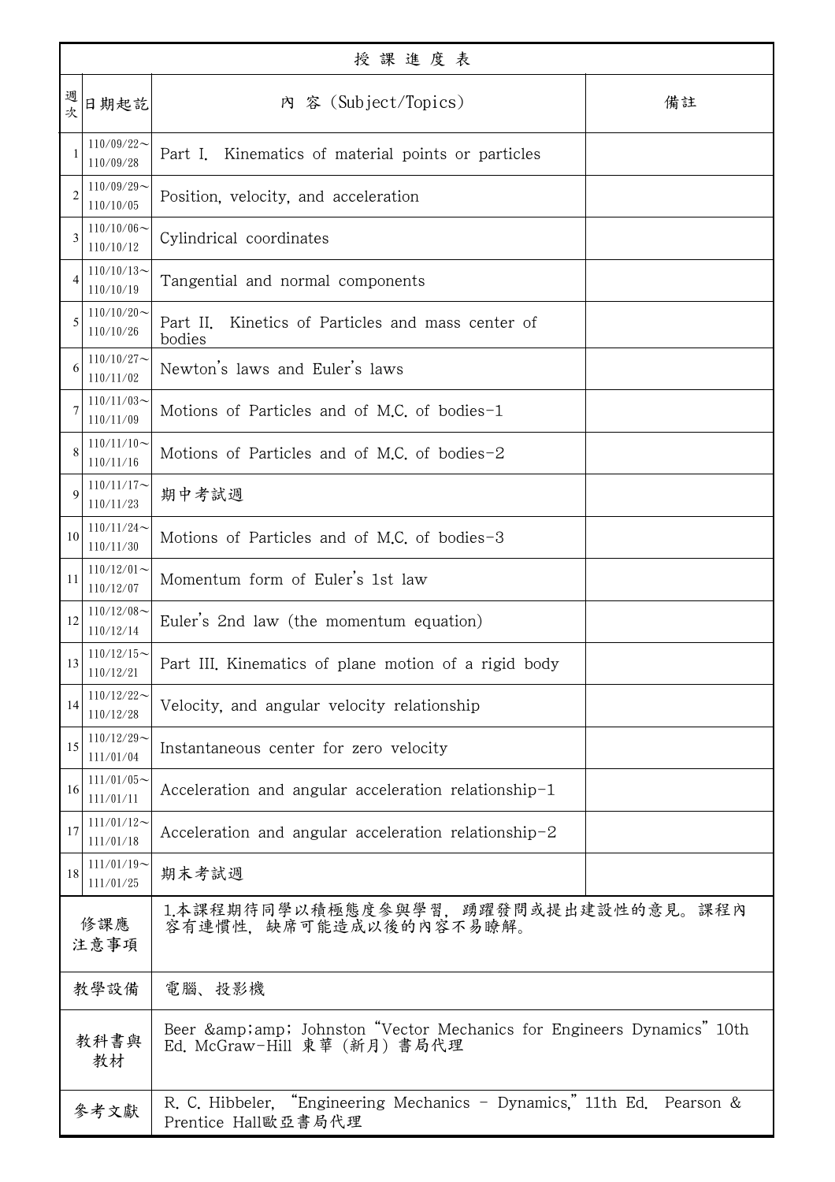| 授課進度表 | | | |
|---|---|---|---|
| 週次 | 日期起訖 | 內 容 (Subject/Topics) | 備註 |
| 1 | 110/09/22～110/09/28 | Part I. Kinematics of material points or particles | |
| 2 | 110/09/29～110/10/05 | Position, velocity, and acceleration | |
| 3 | 110/10/06～110/10/12 | Cylindrical coordinates | |
| 4 | 110/10/13～110/10/19 | Tangential and normal components | |
| 5 | 110/10/20～110/10/26 | Part II. Kinetics of Particles and mass center of bodies | |
| 6 | 110/10/27～110/11/02 | Newton's laws and Euler's laws | |
| 7 | 110/11/03～110/11/09 | Motions of Particles and of M.C. of bodies-1 | |
| 8 | 110/11/10～110/11/16 | Motions of Particles and of M.C. of bodies-2 | |
| 9 | 110/11/17～110/11/23 | 期中考試週 | |
| 10 | 110/11/24～110/11/30 | Motions of Particles and of M.C. of bodies-3 | |
| 11 | 110/12/01～110/12/07 | Momentum form of Euler's 1st law | |
| 12 | 110/12/08～110/12/14 | Euler's 2nd law (the momentum equation) | |
| 13 | 110/12/15～110/12/21 | Part III. Kinematics of plane motion of a rigid body | |
| 14 | 110/12/22～110/12/28 | Velocity, and angular velocity relationship | |
| 15 | 110/12/29～111/01/04 | Instantaneous center for zero velocity | |
| 16 | 111/01/05～111/01/11 | Acceleration and angular acceleration relationship-1 | |
| 17 | 111/01/12～111/01/18 | Acceleration and angular acceleration relationship-2 | |
| 18 | 111/01/19～111/01/25 | 期末考試週 | |
| 修課應注意事項 | | 1.本課程期待同學以積極態度參與學習，踴躍發問或提出建設性的意見。課程內容有連慣性，缺席可能造成以後的內容不易瞭解。 | |
| 教學設備 | | 電腦、投影機 | |
| 教科書與教材 | | Beer &amp;amp; Johnston "Vector Mechanics for Engineers Dynamics" 10th Ed. McGraw-Hill 東華 (新月) 書局代理 | |
| 參考文獻 | | R. C. Hibbeler, "Engineering Mechanics - Dynamics," 11th Ed. Pearson & Prentice Hall歐亞書局代理 | |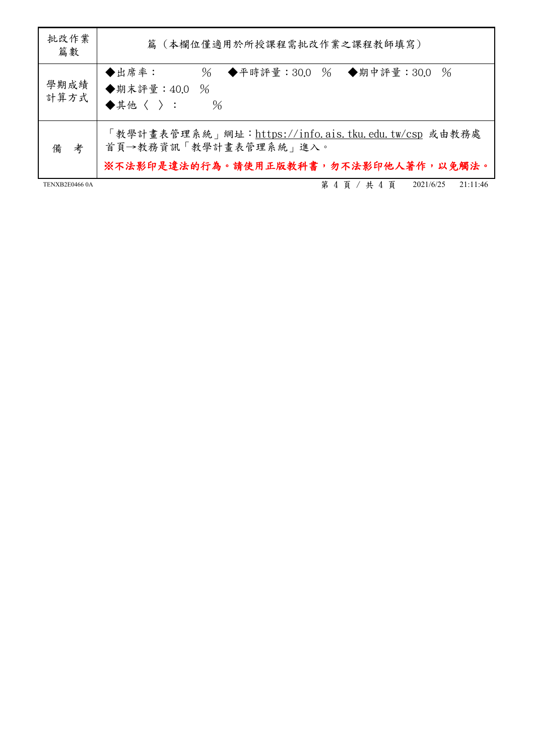| | |
|---|---|
| 批改作業篇數 | 篇（本欄位僅適用於所授課程需批改作業之課程教師填寫） |
| 學期成績計算方式 | ◆出席率：　　　%　◆平時評量：30.0　%　◆期中評量：30.0　%<br>◆期末評量：40.0　%<br>◆其他〈　〉：　　　% |
| 備　考 | 「教學計畫表管理系統」網址：https://info.ais.tku.edu.tw/csp 或由教務處首頁→教務資訊「教學計畫表管理系統」進入。<br>**※不法影印是違法的行為。請使用正版教科書，勿不法影印他人著作，以免觸法。** |

TENXB2E0466 0A　　　2021/6/25　21:11:46